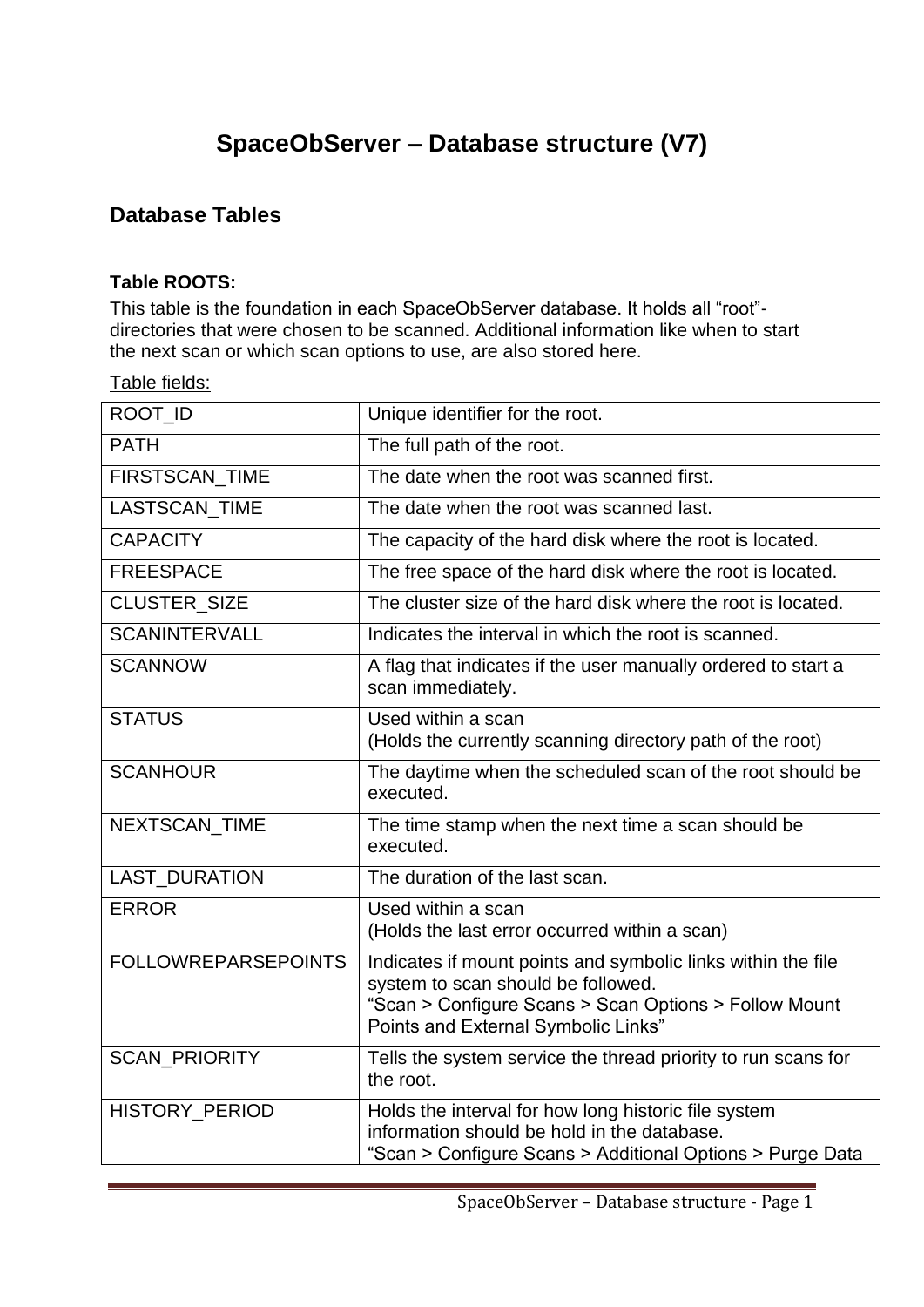# SpaceObServer – Database structure (V7)

## Database Tables

**Table ROOTS:**

This table is the foundation in each SpaceObServer database. It holds all “root”-directories that were chosen to be scanned. Additional information like when to start the next scan or which scan options to use, are also stored here.

Table fields:

| | |
|---|---|
| ROOT_ID | Unique identifier for the root. |
| PATH | The full path of the root. |
| FIRSTSCAN_TIME | The date when the root was scanned first. |
| LASTSCAN_TIME | The date when the root was scanned last. |
| CAPACITY | The capacity of the hard disk where the root is located. |
| FREESPACE | The free space of the hard disk where the root is located. |
| CLUSTER_SIZE | The cluster size of the hard disk where the root is located. |
| SCANINTERVALL | Indicates the interval in which the root is scanned. |
| SCANNOW | A flag that indicates if the user manually ordered to start a scan immediately. |
| STATUS | Used within a scan<br>(Holds the currently scanning directory path of the root) |
| SCANHOUR | The daytime when the scheduled scan of the root should be executed. |
| NEXTSCAN_TIME | The time stamp when the next time a scan should be executed. |
| LAST_DURATION | The duration of the last scan. |
| ERROR | Used within a scan<br>(Holds the last error occurred within a scan) |
| FOLLOWREPARSEPOINTS | Indicates if mount points and symbolic links within the file system to scan should be followed.<br>“Scan > Configure Scans > Scan Options > Follow Mount Points and External Symbolic Links” |
| SCAN_PRIORITY | Tells the system service the thread priority to run scans for the root. |
| HISTORY_PERIOD | Holds the interval for how long historic file system information should be hold in the database.<br>“Scan > Configure Scans > Additional Options > Purge Data |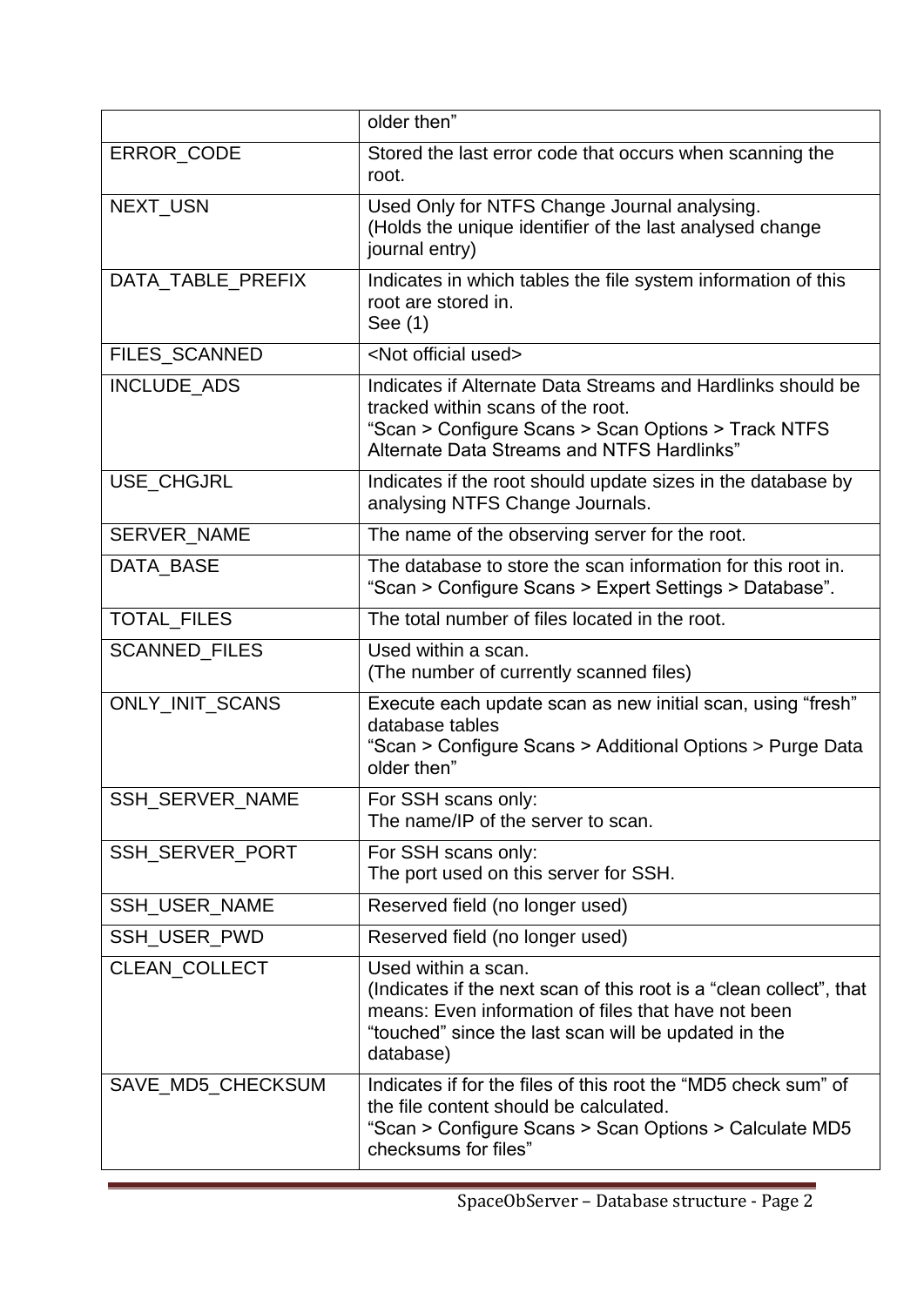| | |
|---|---|
| | older then” |
| ERROR_CODE | Stored the last error code that occurs when scanning the root. |
| NEXT_USN | Used Only for NTFS Change Journal analysing.<br>(Holds the unique identifier of the last analysed change journal entry) |
| DATA_TABLE_PREFIX | Indicates in which tables the file system information of this root are stored in.<br>See (1) |
| FILES_SCANNED | <Not official used> |
| INCLUDE_ADS | Indicates if Alternate Data Streams and Hardlinks should be tracked within scans of the root.<br>“Scan > Configure Scans > Scan Options > Track NTFS Alternate Data Streams and NTFS Hardlinks” |
| USE_CHGJRL | Indicates if the root should update sizes in the database by analysing NTFS Change Journals. |
| SERVER_NAME | The name of the observing server for the root. |
| DATA_BASE | The database to store the scan information for this root in.<br>“Scan > Configure Scans > Expert Settings > Database”. |
| TOTAL_FILES | The total number of files located in the root. |
| SCANNED_FILES | Used within a scan.<br>(The number of currently scanned files) |
| ONLY_INIT_SCANS | Execute each update scan as new initial scan, using “fresh” database tables<br>“Scan > Configure Scans > Additional Options > Purge Data older then” |
| SSH_SERVER_NAME | For SSH scans only:<br>The name/IP of the server to scan. |
| SSH_SERVER_PORT | For SSH scans only:<br>The port used on this server for SSH. |
| SSH_USER_NAME | Reserved field (no longer used) |
| SSH_USER_PWD | Reserved field (no longer used) |
| CLEAN_COLLECT | Used within a scan.<br>(Indicates if the next scan of this root is a “clean collect”, that means: Even information of files that have not been “touched” since the last scan will be updated in the database) |
| SAVE_MD5_CHECKSUM | Indicates if for the files of this root the “MD5 check sum” of the file content should be calculated.<br>“Scan > Configure Scans > Scan Options > Calculate MD5 checksums for files” |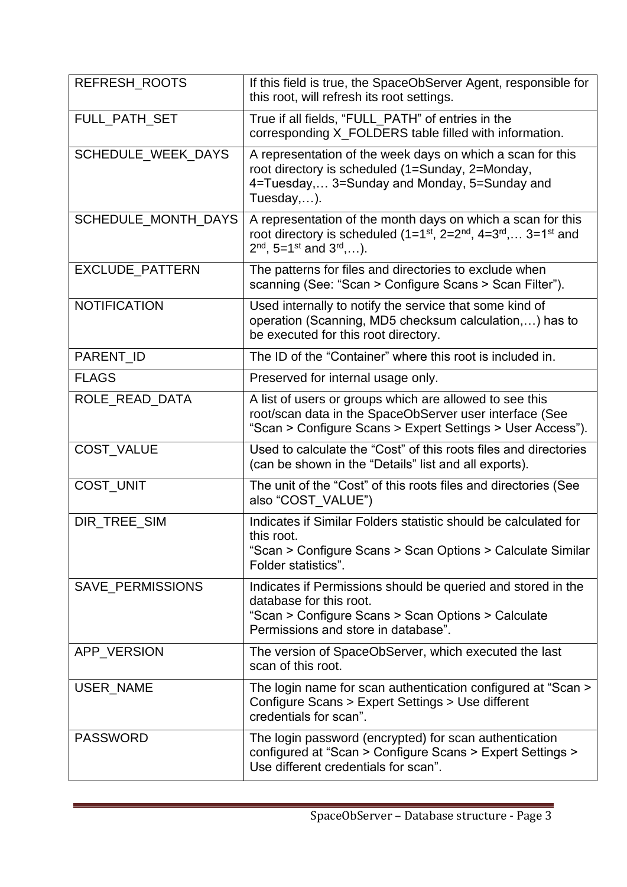| | |
|---|---|
| REFRESH_ROOTS | If this field is true, the SpaceObServer Agent, responsible for this root, will refresh its root settings. |
| FULL_PATH_SET | True if all fields, "FULL_PATH" of entries in the corresponding X_FOLDERS table filled with information. |
| SCHEDULE_WEEK_DAYS | A representation of the week days on which a scan for this root directory is scheduled (1=Sunday, 2=Monday, 4=Tuesday,… 3=Sunday and Monday, 5=Sunday and Tuesday,…). |
| SCHEDULE_MONTH_DAYS | A representation of the month days on which a scan for this root directory is scheduled (1=1st, 2=2nd, 4=3rd,… 3=1st and 2nd, 5=1st and 3rd,…). |
| EXCLUDE_PATTERN | The patterns for files and directories to exclude when scanning (See: "Scan > Configure Scans > Scan Filter"). |
| NOTIFICATION | Used internally to notify the service that some kind of operation (Scanning, MD5 checksum calculation,…) has to be executed for this root directory. |
| PARENT_ID | The ID of the "Container" where this root is included in. |
| FLAGS | Preserved for internal usage only. |
| ROLE_READ_DATA | A list of users or groups which are allowed to see this root/scan data in the SpaceObServer user interface (See "Scan > Configure Scans > Expert Settings > User Access"). |
| COST_VALUE | Used to calculate the "Cost" of this roots files and directories (can be shown in the "Details" list and all exports). |
| COST_UNIT | The unit of the "Cost" of this roots files and directories (See also "COST_VALUE") |
| DIR_TREE_SIM | Indicates if Similar Folders statistic should be calculated for this root. "Scan > Configure Scans > Scan Options > Calculate Similar Folder statistics". |
| SAVE_PERMISSIONS | Indicates if Permissions should be queried and stored in the database for this root. "Scan > Configure Scans > Scan Options > Calculate Permissions and store in database". |
| APP_VERSION | The version of SpaceObServer, which executed the last scan of this root. |
| USER_NAME | The login name for scan authentication configured at "Scan > Configure Scans > Expert Settings > Use different credentials for scan". |
| PASSWORD | The login password (encrypted) for scan authentication configured at "Scan > Configure Scans > Expert Settings > Use different credentials for scan". |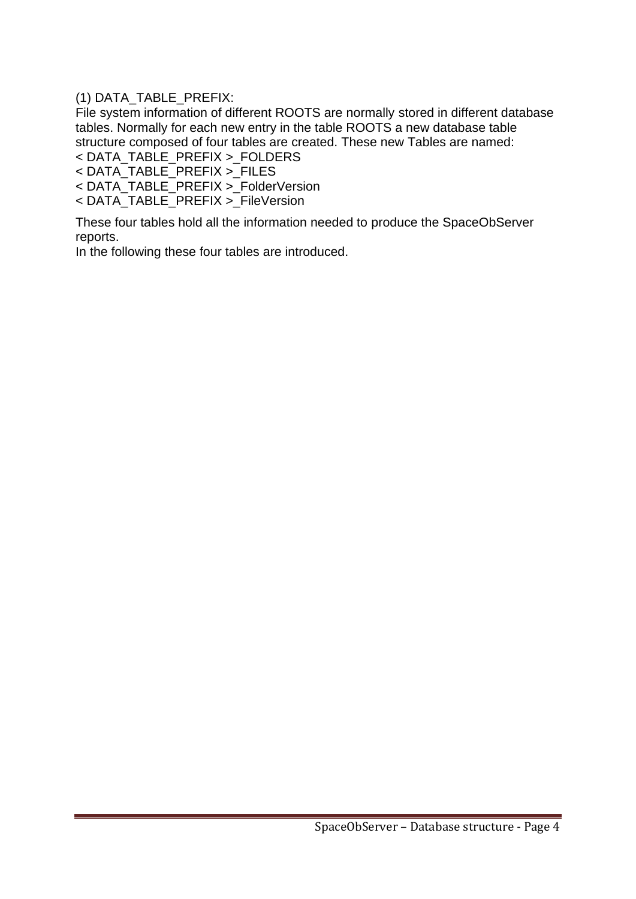(1) DATA_TABLE_PREFIX:

File system information of different ROOTS are normally stored in different database tables. Normally for each new entry in the table ROOTS a new database table structure composed of four tables are created. These new Tables are named:

< DATA_TABLE_PREFIX >_FOLDERS  
< DATA_TABLE_PREFIX >_FILES  
< DATA_TABLE_PREFIX >_FolderVersion  
< DATA_TABLE_PREFIX >_FileVersion

These four tables hold all the information needed to produce the SpaceObServer reports.

In the following these four tables are introduced.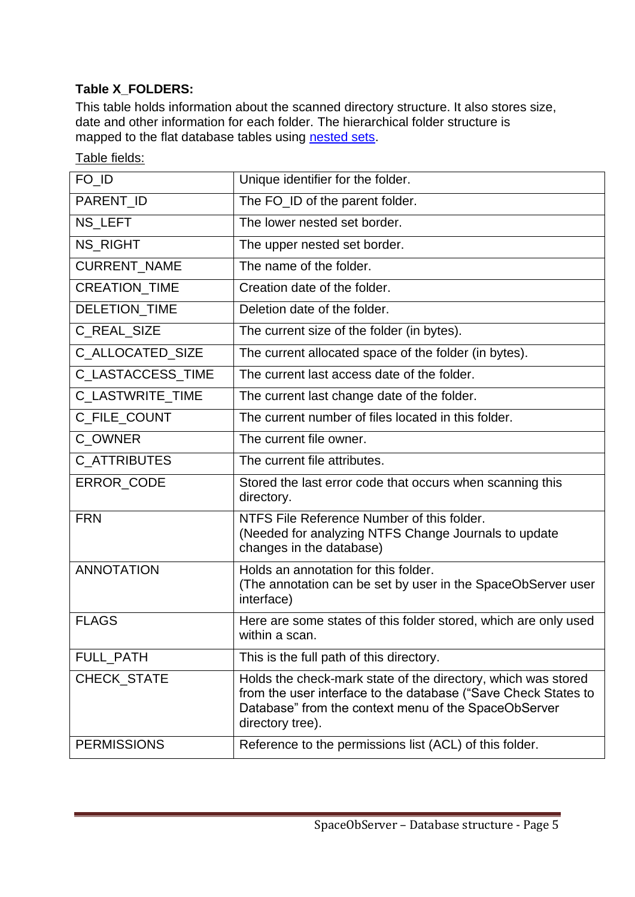**Table X_FOLDERS:**

This table holds information about the scanned directory structure. It also stores size, date and other information for each folder. The hierarchical folder structure is mapped to the flat database tables using [nested sets](nested sets).

Table fields:

| | |
|---|---|
| FO_ID | Unique identifier for the folder. |
| PARENT_ID | The FO_ID of the parent folder. |
| NS_LEFT | The lower nested set border. |
| NS_RIGHT | The upper nested set border. |
| CURRENT_NAME | The name of the folder. |
| CREATION_TIME | Creation date of the folder. |
| DELETION_TIME | Deletion date of the folder. |
| C_REAL_SIZE | The current size of the folder (in bytes). |
| C_ALLOCATED_SIZE | The current allocated space of the folder (in bytes). |
| C_LASTACCESS_TIME | The current last access date of the folder. |
| C_LASTWRITE_TIME | The current last change date of the folder. |
| C_FILE_COUNT | The current number of files located in this folder. |
| C_OWNER | The current file owner. |
| C_ATTRIBUTES | The current file attributes. |
| ERROR_CODE | Stored the last error code that occurs when scanning this directory. |
| FRN | NTFS File Reference Number of this folder.<br>(Needed for analyzing NTFS Change Journals to update changes in the database) |
| ANNOTATION | Holds an annotation for this folder.<br>(The annotation can be set by user in the SpaceObServer user interface) |
| FLAGS | Here are some states of this folder stored, which are only used within a scan. |
| FULL_PATH | This is the full path of this directory. |
| CHECK_STATE | Holds the check-mark state of the directory, which was stored from the user interface to the database ("Save Check States to Database" from the context menu of the SpaceObServer directory tree). |
| PERMISSIONS | Reference to the permissions list (ACL) of this folder. |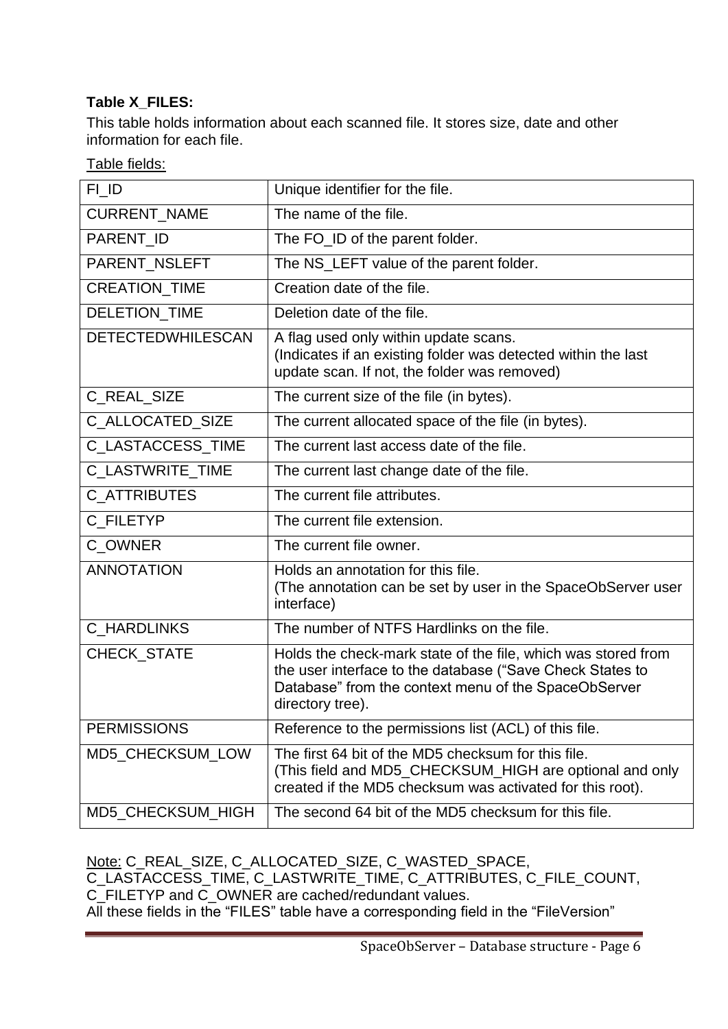**Table X_FILES:**

This table holds information about each scanned file. It stores size, date and other information for each file.

Table fields:

| | |
|---|---|
| FI_ID | Unique identifier for the file. |
| CURRENT_NAME | The name of the file. |
| PARENT_ID | The FO_ID of the parent folder. |
| PARENT_NSLEFT | The NS_LEFT value of the parent folder. |
| CREATION_TIME | Creation date of the file. |
| DELETION_TIME | Deletion date of the file. |
| DETECTEDWHILESCAN | A flag used only within update scans.<br>(Indicates if an existing folder was detected within the last update scan. If not, the folder was removed) |
| C_REAL_SIZE | The current size of the file (in bytes). |
| C_ALLOCATED_SIZE | The current allocated space of the file (in bytes). |
| C_LASTACCESS_TIME | The current last access date of the file. |
| C_LASTWRITE_TIME | The current last change date of the file. |
| C_ATTRIBUTES | The current file attributes. |
| C_FILETYP | The current file extension. |
| C_OWNER | The current file owner. |
| ANNOTATION | Holds an annotation for this file.<br>(The annotation can be set by user in the SpaceObServer user interface) |
| C_HARDLINKS | The number of NTFS Hardlinks on the file. |
| CHECK_STATE | Holds the check-mark state of the file, which was stored from the user interface to the database ("Save Check States to Database" from the context menu of the SpaceObServer directory tree). |
| PERMISSIONS | Reference to the permissions list (ACL) of this file. |
| MD5_CHECKSUM_LOW | The first 64 bit of the MD5 checksum for this file.<br>(This field and MD5_CHECKSUM_HIGH are optional and only created if the MD5 checksum was activated for this root). |
| MD5_CHECKSUM_HIGH | The second 64 bit of the MD5 checksum for this file. |

Note: C_REAL_SIZE, C_ALLOCATED_SIZE, C_WASTED_SPACE, C_LASTACCESS_TIME, C_LASTWRITE_TIME, C_ATTRIBUTES, C_FILE_COUNT, C_FILETYP and C_OWNER are cached/redundant values.
All these fields in the "FILES" table have a corresponding field in the "FileVersion"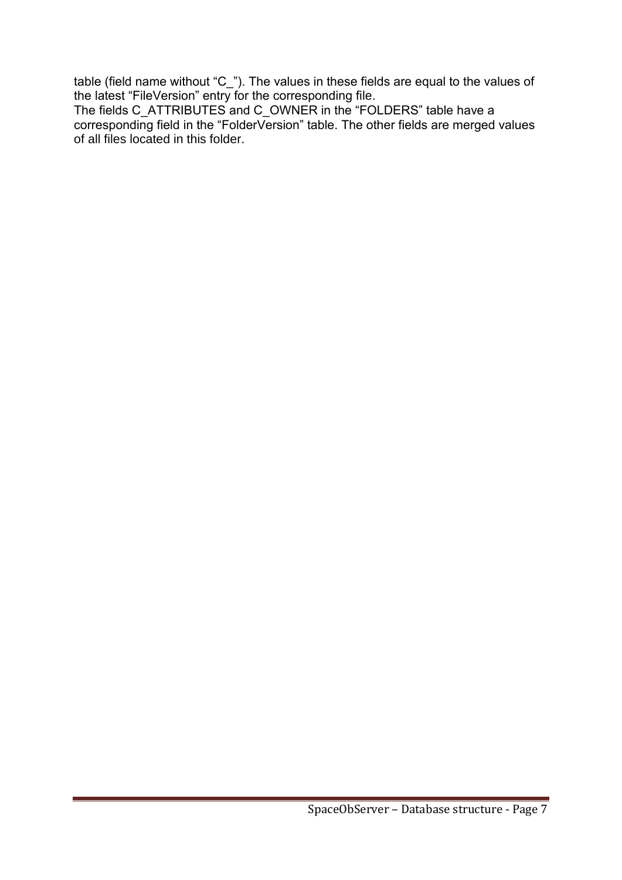table (field name without "C_"). The values in these fields are equal to the values of the latest "FileVersion" entry for the corresponding file.
The fields C_ATTRIBUTES and C_OWNER in the "FOLDERS" table have a corresponding field in the "FolderVersion" table. The other fields are merged values of all files located in this folder.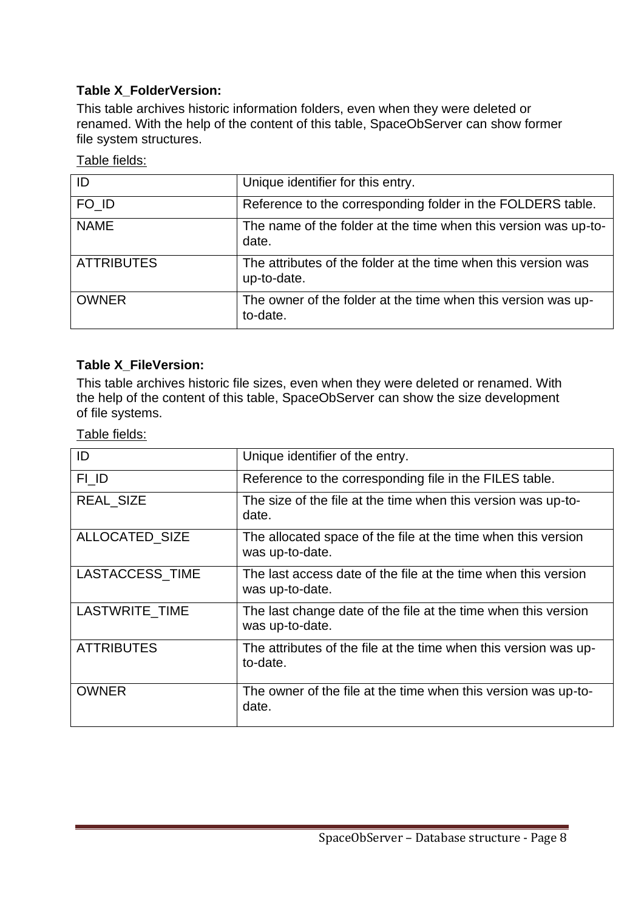**Table X_FolderVersion:**

This table archives historic information folders, even when they were deleted or renamed. With the help of the content of this table, SpaceObServer can show former file system structures.

Table fields:

| | |
|---|---|
| ID | Unique identifier for this entry. |
| FO_ID | Reference to the corresponding folder in the FOLDERS table. |
| NAME | The name of the folder at the time when this version was up-to-date. |
| ATTRIBUTES | The attributes of the folder at the time when this version was up-to-date. |
| OWNER | The owner of the folder at the time when this version was up-to-date. |

**Table X_FileVersion:**

This table archives historic file sizes, even when they were deleted or renamed. With the help of the content of this table, SpaceObServer can show the size development of file systems.

Table fields:

| | |
|---|---|
| ID | Unique identifier of the entry. |
| FI_ID | Reference to the corresponding file in the FILES table. |
| REAL_SIZE | The size of the file at the time when this version was up-to-date. |
| ALLOCATED_SIZE | The allocated space of the file at the time when this version was up-to-date. |
| LASTACCESS_TIME | The last access date of the file at the time when this version was up-to-date. |
| LASTWRITE_TIME | The last change date of the file at the time when this version was up-to-date. |
| ATTRIBUTES | The attributes of the file at the time when this version was up-to-date. |
| OWNER | The owner of the file at the time when this version was up-to-date. |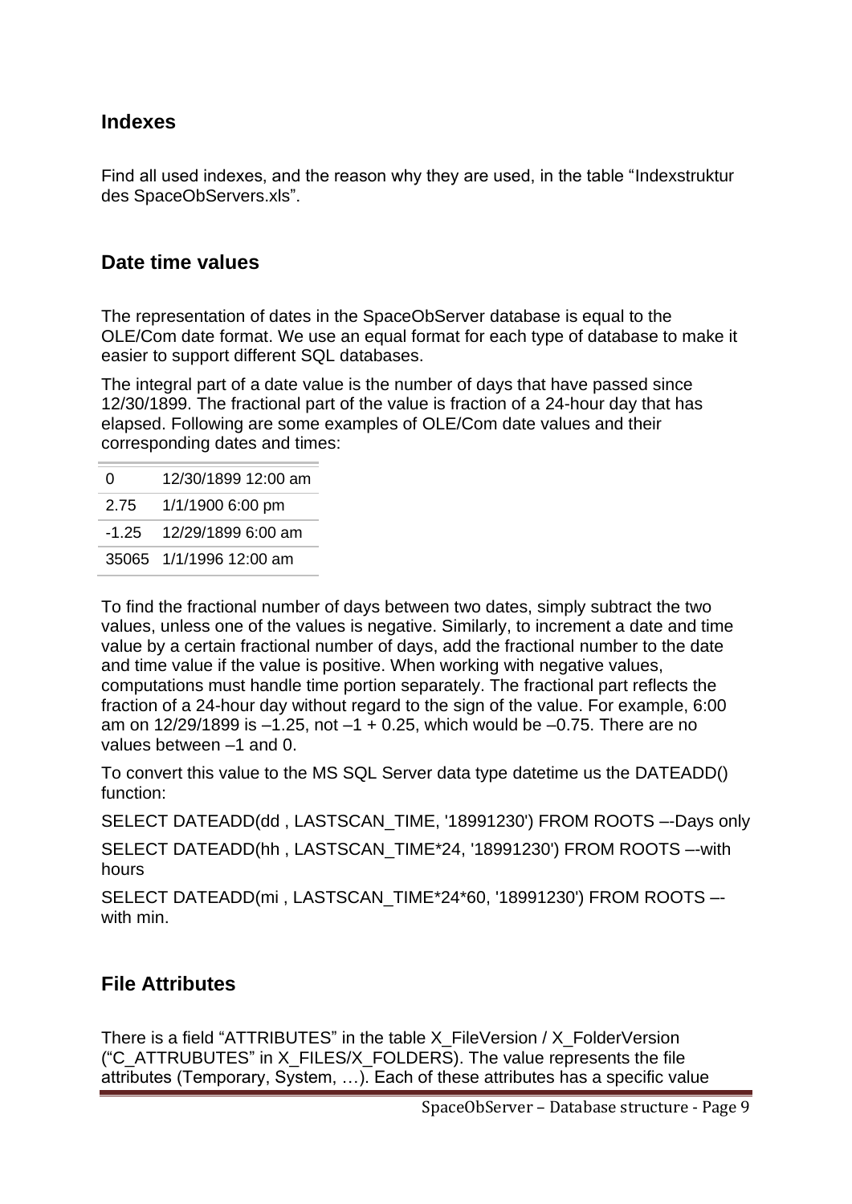## Indexes

Find all used indexes, and the reason why they are used, in the table “Indexstruktur des SpaceObServers.xls”.

## Date time values

The representation of dates in the SpaceObServer database is equal to the OLE/Com date format. We use an equal format for each type of database to make it easier to support different SQL databases.

The integral part of a date value is the number of days that have passed since 12/30/1899. The fractional part of the value is fraction of a 24-hour day that has elapsed. Following are some examples of OLE/Com date values and their corresponding dates and times:

| | |
|---|---|
| 0 | 12/30/1899 12:00 am |
| 2.75 | 1/1/1900 6:00 pm |
| -1.25 | 12/29/1899 6:00 am |
| 35065 | 1/1/1996 12:00 am |

To find the fractional number of days between two dates, simply subtract the two values, unless one of the values is negative. Similarly, to increment a date and time value by a certain fractional number of days, add the fractional number to the date and time value if the value is positive. When working with negative values, computations must handle time portion separately. The fractional part reflects the fraction of a 24-hour day without regard to the sign of the value. For example, 6:00 am on 12/29/1899 is –1.25, not –1 + 0.25, which would be –0.75. There are no values between –1 and 0.

To convert this value to the MS SQL Server data type datetime us the DATEADD() function:

SELECT DATEADD(dd , LASTSCAN_TIME, '18991230') FROM ROOTS –-Days only

SELECT DATEADD(hh , LASTSCAN_TIME*24, '18991230') FROM ROOTS –-with hours

SELECT DATEADD(mi , LASTSCAN_TIME*24*60, '18991230') FROM ROOTS –-with min.

## File Attributes

There is a field “ATTRIBUTES” in the table X_FileVersion / X_FolderVersion (“C_ATTRUBUTES” in X_FILES/X_FOLDERS). The value represents the file attributes (Temporary, System, …). Each of these attributes has a specific value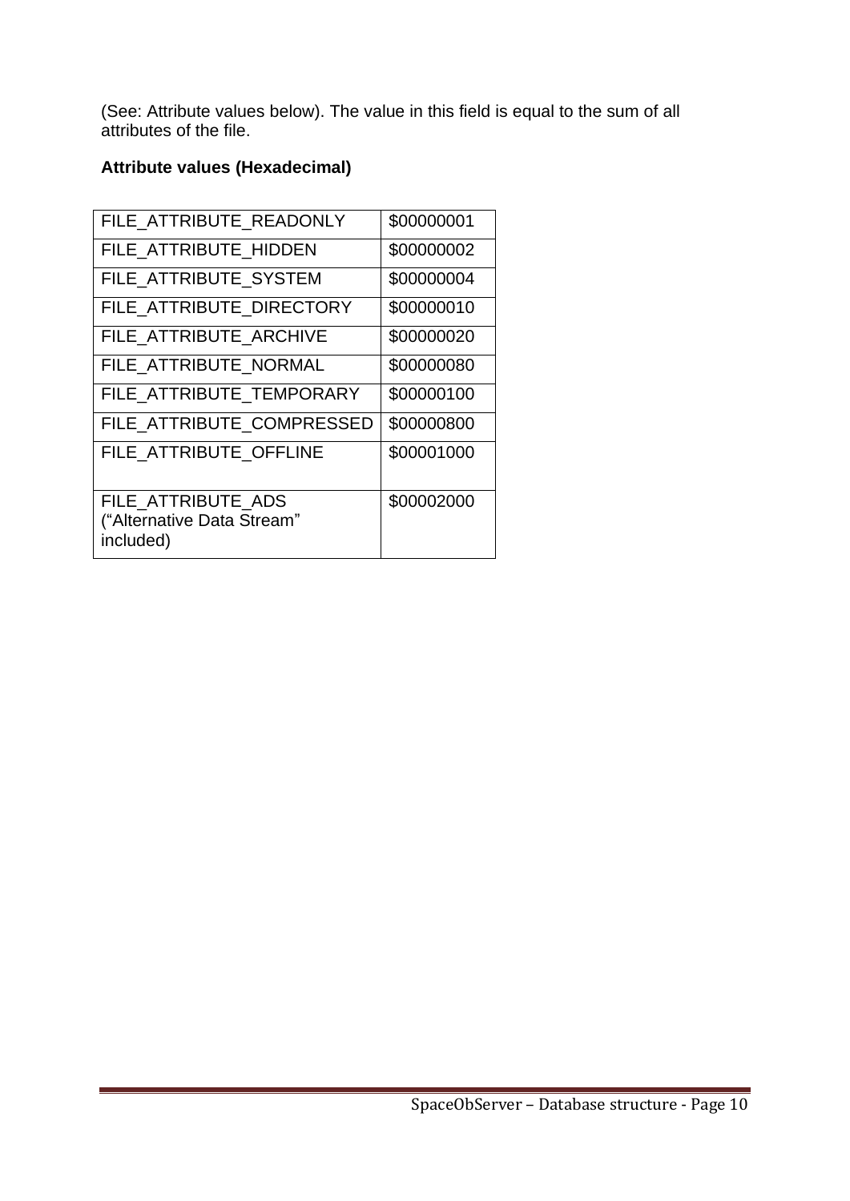(See: Attribute values below). The value in this field is equal to the sum of all attributes of the file.

**Attribute values (Hexadecimal)**

| | |
|---|---|
| FILE_ATTRIBUTE_READONLY | $00000001 |
| FILE_ATTRIBUTE_HIDDEN | $00000002 |
| FILE_ATTRIBUTE_SYSTEM | $00000004 |
| FILE_ATTRIBUTE_DIRECTORY | $00000010 |
| FILE_ATTRIBUTE_ARCHIVE | $00000020 |
| FILE_ATTRIBUTE_NORMAL | $00000080 |
| FILE_ATTRIBUTE_TEMPORARY | $00000100 |
| FILE_ATTRIBUTE_COMPRESSED | $00000800 |
| FILE_ATTRIBUTE_OFFLINE | $00001000 |
| FILE_ATTRIBUTE_ADS ("Alternative Data Stream" included) | $00002000 |